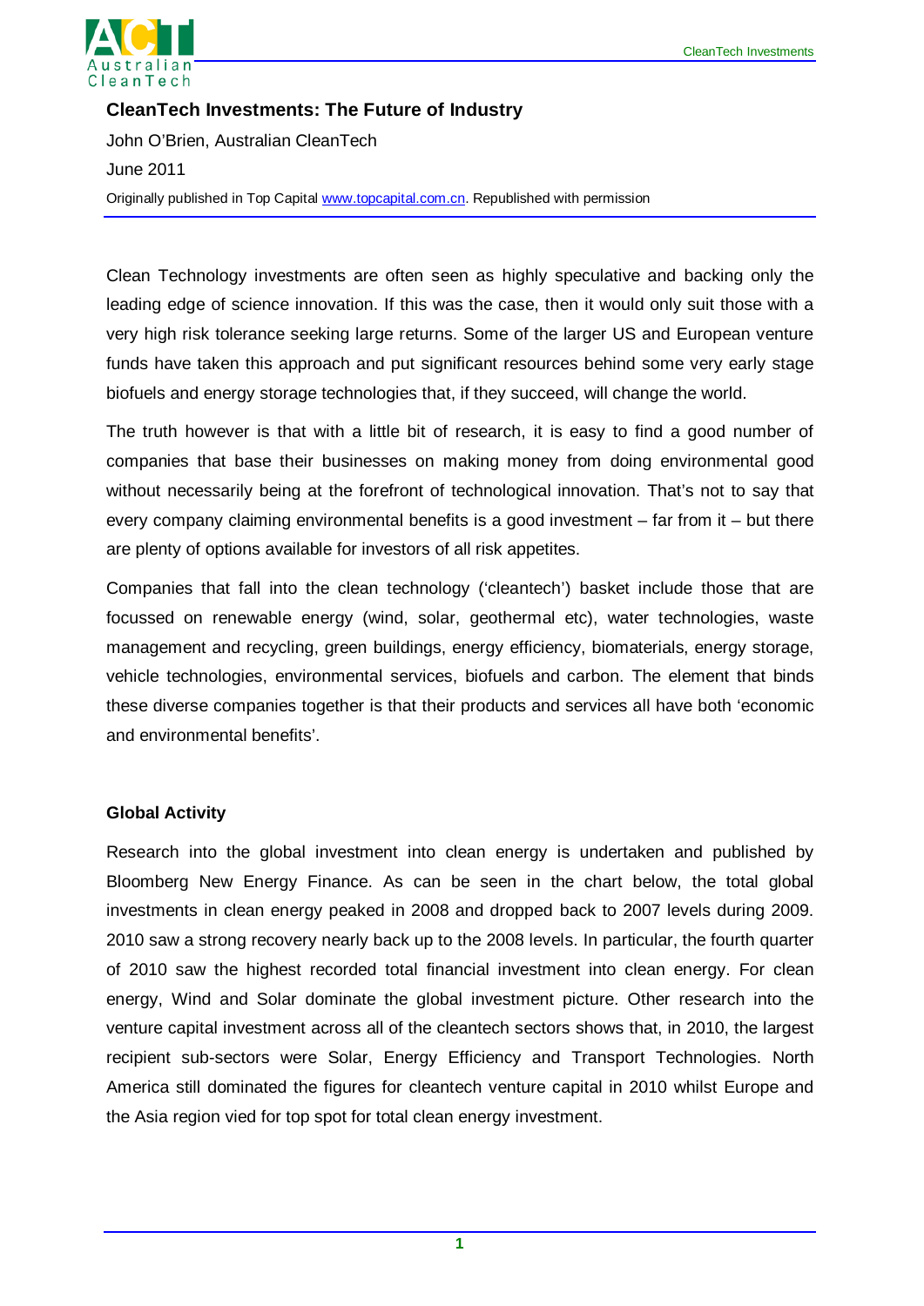# CleanTech Investments: The Future of Industry

John O'Brien, Australian CleanTech

June 2011

Originally published in Top Capital [www.topcapital.com.cn](http://www.topcapital.com.cn). Republished with permission

Clean Technology investments are often seen as highly speculative and backing only the leading edge of science innovation. If this was the case, then it would only suit those with a very high risk tolerance seeking large returns. Some of the larger US and European venture funds have taken this approach and put significant resources behind some very early stage biofuels and energy storage technologies that, if they succeed, will change the world.

The truth however is that with a little bit of research, it is easy to find a good number of companies that base their businesses on making money from doing environmental good without necessarily being at the forefront of technological innovation. That's not to say that every company claiming environmental benefits is a good investment – far from it – but there are plenty of options available for investors of all risk appetites.

Companies that fall into the clean technology ('cleantech') basket include those that are focussed on renewable energy (wind, solar, geothermal etc), water technologies, waste management and recycling, green buildings, energy efficiency, biomaterials, energy storage, vehicle technologies, environmental services, biofuels and carbon. The element that binds these diverse companies together is that their products and services all have both 'economic and environmental benefits'.

## Global Activity

Research into the global investment into clean energy is undertaken and published by Bloomberg New Energy Finance. As can be seen in the chart below, the total global investments in clean energy peaked in 2008 and dropped back to 2007 levels during 2009. 2010 saw a strong recovery nearly back up to the 2008 levels. In particular, the fourth quarter of 2010 saw the highest recorded total financial investment into clean energy. For clean energy, Wind and Solar dominate the global investment picture. Other research into the venture capital investment across all of the cleantech sectors shows that, in 2010, the largest recipient sub-sectors were Solar, Energy Efficiency and Transport Technologies. North America still dominated the figures for cleantech venture capital in 2010 whilst Europe and the Asia region vied for top spot for total clean energy investment.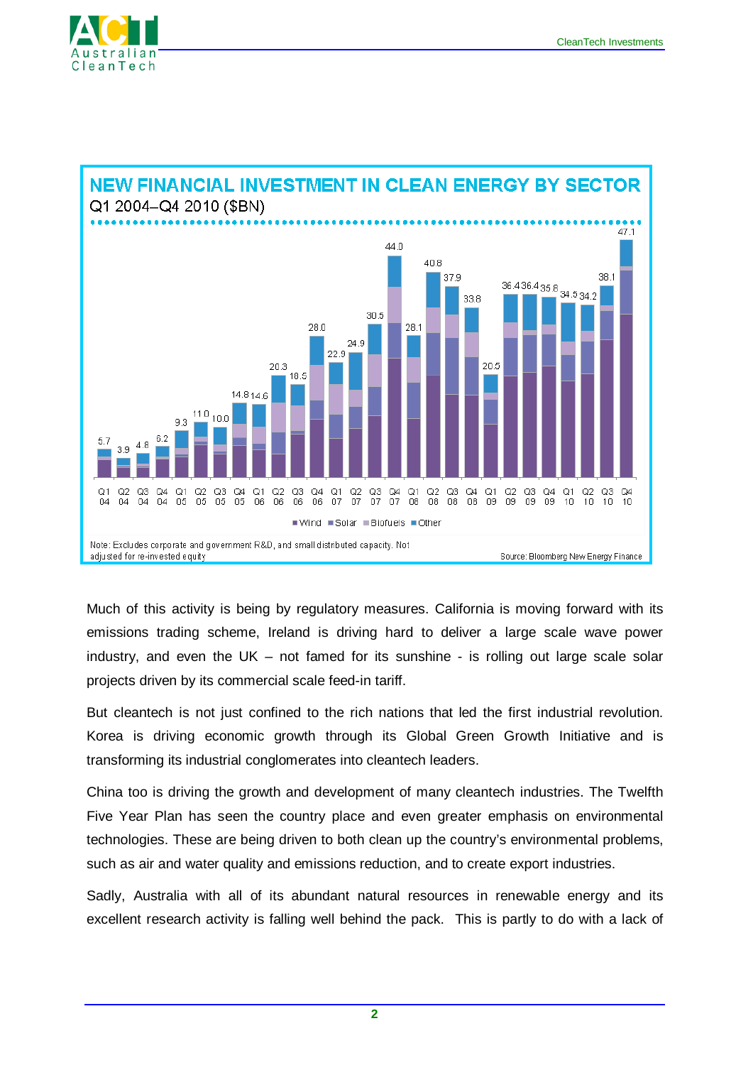**NEW FINANCIAL INVESTMENT IN CLEAN ENERGY BY SECTOR**

Q1 2004–Q4 2010 ($BN)

| Quarter | Q1 04 | Q2 04 | Q3 04 | Q4 04 | Q1 05 | Q2 05 | Q3 05 | Q4 05 | Q1 06 | Q2 06 | Q3 06 | Q4 06 | Q1 07 | Q2 07 |
|---|---|---|---|---|---|---|---|---|---|---|---|---|---|---|
| Total ($BN) | 5.7 | 3.9 | 4.8 | 6.2 | 9.3 | 11.0 | 10.0 | 14.8 | 14.6 | 20.3 | 18.5 | 28.0 | 22.9 | 24.9 |

| Quarter | Q3 07 | Q4 07 | Q1 08 | Q2 08 | Q3 08 | Q4 08 | Q1 09 | Q2 09 | Q3 09 | Q4 09 | Q1 10 | Q2 10 | Q3 10 | Q4 10 |
|---|---|---|---|---|---|---|---|---|---|---|---|---|---|---|
| Total ($BN) | 30.5 | 44.0 | 28.1 | 40.8 | 37.9 | 33.8 | 20.5 | 36.4 | 36.4 | 35.6 | 34.5 | 34.2 | 38.1 | 47.1 |

Wind, Solar, Biofuels, Other

Note: Excludes corporate and government R&D, and small distributed capacity. Not adjusted for re-invested equity

Source: Bloomberg New Energy Finance

Much of this activity is being by regulatory measures. California is moving forward with its emissions trading scheme, Ireland is driving hard to deliver a large scale wave power industry, and even the UK – not famed for its sunshine - is rolling out large scale solar projects driven by its commercial scale feed-in tariff.

But cleantech is not just confined to the rich nations that led the first industrial revolution. Korea is driving economic growth through its Global Green Growth Initiative and is transforming its industrial conglomerates into cleantech leaders.

China too is driving the growth and development of many cleantech industries. The Twelfth Five Year Plan has seen the country place and even greater emphasis on environmental technologies. These are being driven to both clean up the country's environmental problems, such as air and water quality and emissions reduction, and to create export industries.

Sadly, Australia with all of its abundant natural resources in renewable energy and its excellent research activity is falling well behind the pack. This is partly to do with a lack of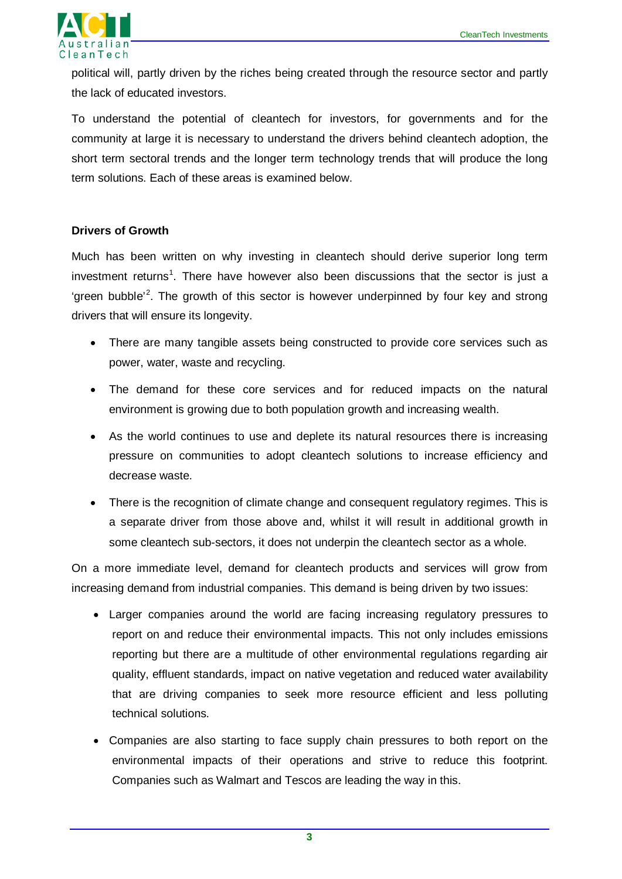political will, partly driven by the riches being created through the resource sector and partly the lack of educated investors.

To understand the potential of cleantech for investors, for governments and for the community at large it is necessary to understand the drivers behind cleantech adoption, the short term sectoral trends and the longer term technology trends that will produce the long term solutions. Each of these areas is examined below.

**Drivers of Growth**

Much has been written on why investing in cleantech should derive superior long term investment returns[1]. There have however also been discussions that the sector is just a 'green bubble'[2]. The growth of this sector is however underpinned by four key and strong drivers that will ensure its longevity.

- There are many tangible assets being constructed to provide core services such as power, water, waste and recycling.
- The demand for these core services and for reduced impacts on the natural environment is growing due to both population growth and increasing wealth.
- As the world continues to use and deplete its natural resources there is increasing pressure on communities to adopt cleantech solutions to increase efficiency and decrease waste.
- There is the recognition of climate change and consequent regulatory regimes. This is a separate driver from those above and, whilst it will result in additional growth in some cleantech sub-sectors, it does not underpin the cleantech sector as a whole.

On a more immediate level, demand for cleantech products and services will grow from increasing demand from industrial companies. This demand is being driven by two issues:

- Larger companies around the world are facing increasing regulatory pressures to report on and reduce their environmental impacts. This not only includes emissions reporting but there are a multitude of other environmental regulations regarding air quality, effluent standards, impact on native vegetation and reduced water availability that are driving companies to seek more resource efficient and less polluting technical solutions.
- Companies are also starting to face supply chain pressures to both report on the environmental impacts of their operations and strive to reduce this footprint. Companies such as Walmart and Tescos are leading the way in this.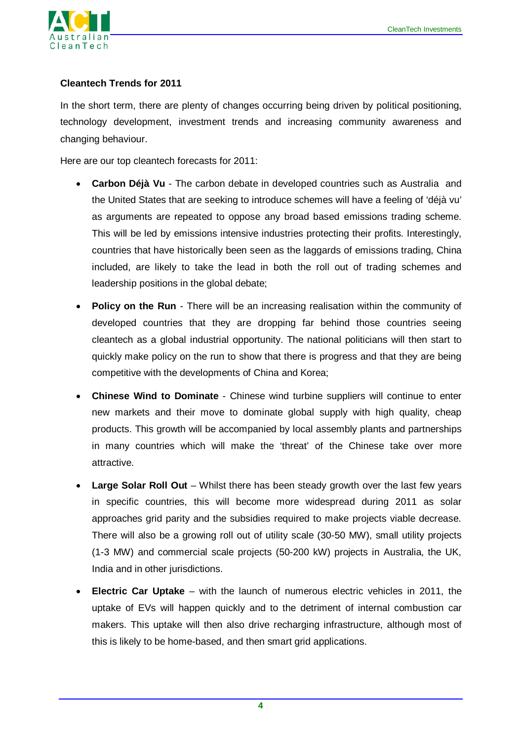**Cleantech Trends for 2011**

In the short term, there are plenty of changes occurring being driven by political positioning, technology development, investment trends and increasing community awareness and changing behaviour.

Here are our top cleantech forecasts for 2011:

- **Carbon Déjà Vu** - The carbon debate in developed countries such as Australia and the United States that are seeking to introduce schemes will have a feeling of 'déjà vu' as arguments are repeated to oppose any broad based emissions trading scheme. This will be led by emissions intensive industries protecting their profits. Interestingly, countries that have historically been seen as the laggards of emissions trading, China included, are likely to take the lead in both the roll out of trading schemes and leadership positions in the global debate;
- **Policy on the Run** - There will be an increasing realisation within the community of developed countries that they are dropping far behind those countries seeing cleantech as a global industrial opportunity. The national politicians will then start to quickly make policy on the run to show that there is progress and that they are being competitive with the developments of China and Korea;
- **Chinese Wind to Dominate** - Chinese wind turbine suppliers will continue to enter new markets and their move to dominate global supply with high quality, cheap products. This growth will be accompanied by local assembly plants and partnerships in many countries which will make the 'threat' of the Chinese take over more attractive.
- **Large Solar Roll Out** – Whilst there has been steady growth over the last few years in specific countries, this will become more widespread during 2011 as solar approaches grid parity and the subsidies required to make projects viable decrease. There will also be a growing roll out of utility scale (30-50 MW), small utility projects (1-3 MW) and commercial scale projects (50-200 kW) projects in Australia, the UK, India and in other jurisdictions.
- **Electric Car Uptake** – with the launch of numerous electric vehicles in 2011, the uptake of EVs will happen quickly and to the detriment of internal combustion car makers. This uptake will then also drive recharging infrastructure, although most of this is likely to be home-based, and then smart grid applications.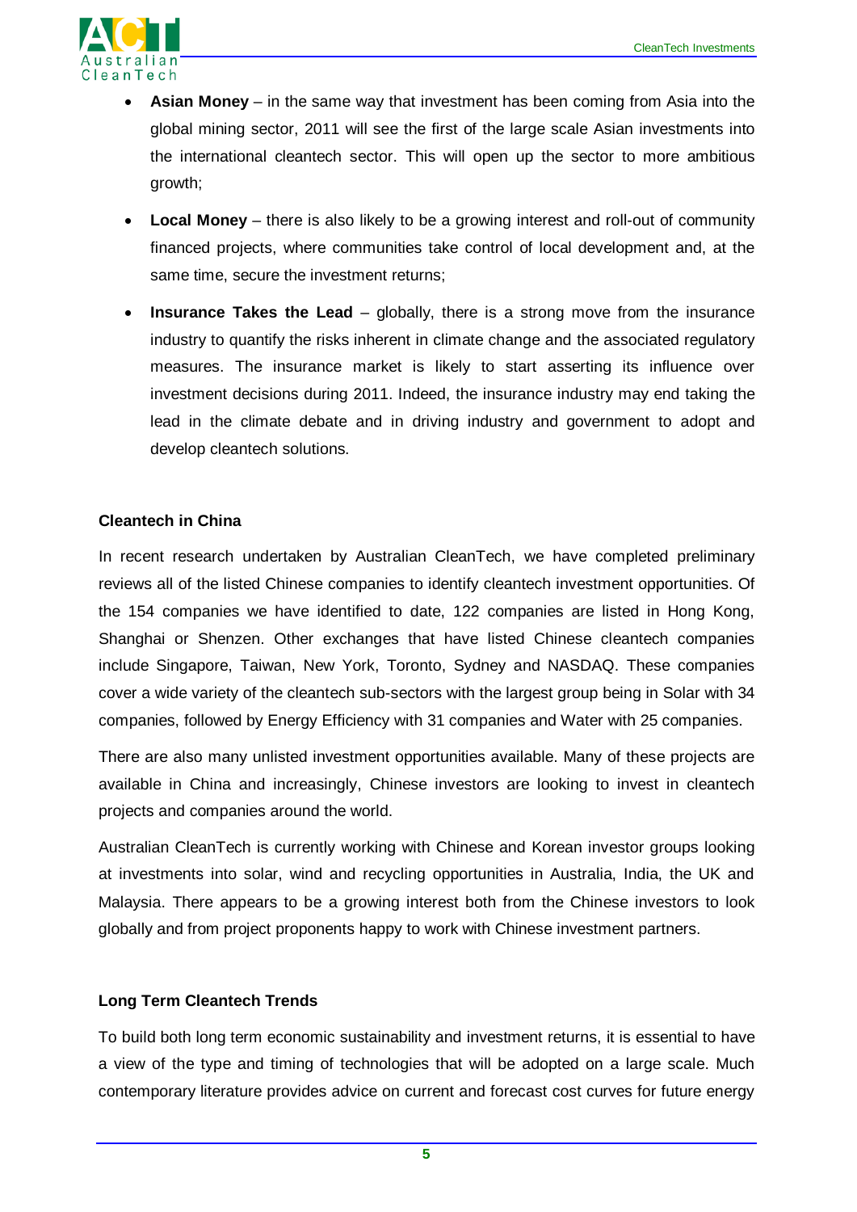- **Asian Money** – in the same way that investment has been coming from Asia into the global mining sector, 2011 will see the first of the large scale Asian investments into the international cleantech sector. This will open up the sector to more ambitious growth;
- **Local Money** – there is also likely to be a growing interest and roll-out of community financed projects, where communities take control of local development and, at the same time, secure the investment returns;
- **Insurance Takes the Lead** – globally, there is a strong move from the insurance industry to quantify the risks inherent in climate change and the associated regulatory measures. The insurance market is likely to start asserting its influence over investment decisions during 2011. Indeed, the insurance industry may end taking the lead in the climate debate and in driving industry and government to adopt and develop cleantech solutions.

**Cleantech in China**

In recent research undertaken by Australian CleanTech, we have completed preliminary reviews all of the listed Chinese companies to identify cleantech investment opportunities. Of the 154 companies we have identified to date, 122 companies are listed in Hong Kong, Shanghai or Shenzen. Other exchanges that have listed Chinese cleantech companies include Singapore, Taiwan, New York, Toronto, Sydney and NASDAQ. These companies cover a wide variety of the cleantech sub-sectors with the largest group being in Solar with 34 companies, followed by Energy Efficiency with 31 companies and Water with 25 companies.

There are also many unlisted investment opportunities available. Many of these projects are available in China and increasingly, Chinese investors are looking to invest in cleantech projects and companies around the world.

Australian CleanTech is currently working with Chinese and Korean investor groups looking at investments into solar, wind and recycling opportunities in Australia, India, the UK and Malaysia. There appears to be a growing interest both from the Chinese investors to look globally and from project proponents happy to work with Chinese investment partners.

**Long Term Cleantech Trends**

To build both long term economic sustainability and investment returns, it is essential to have a view of the type and timing of technologies that will be adopted on a large scale. Much contemporary literature provides advice on current and forecast cost curves for future energy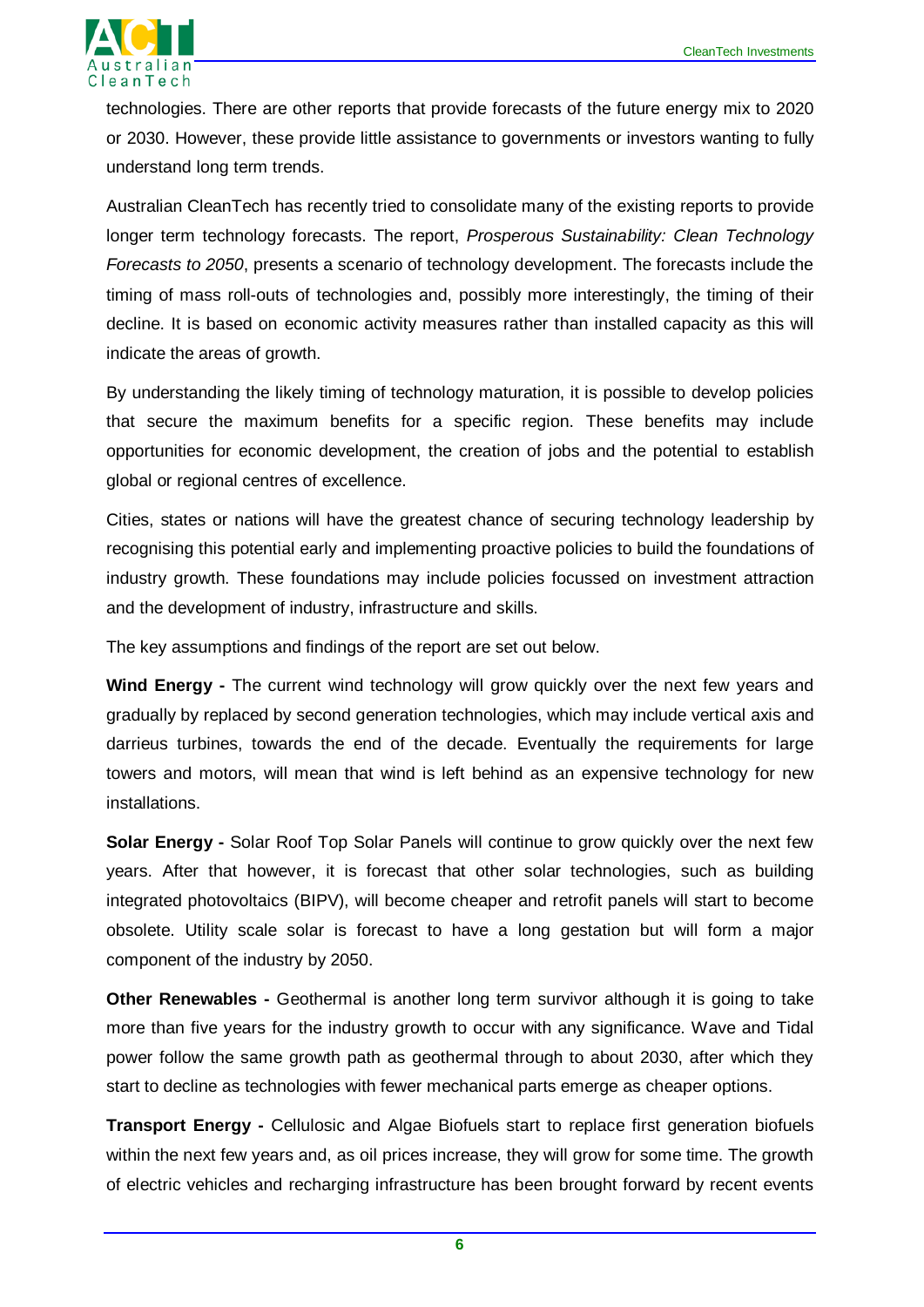technologies. There are other reports that provide forecasts of the future energy mix to 2020 or 2030. However, these provide little assistance to governments or investors wanting to fully understand long term trends.

Australian CleanTech has recently tried to consolidate many of the existing reports to provide longer term technology forecasts. The report, *Prosperous Sustainability: Clean Technology Forecasts to 2050*, presents a scenario of technology development. The forecasts include the timing of mass roll-outs of technologies and, possibly more interestingly, the timing of their decline. It is based on economic activity measures rather than installed capacity as this will indicate the areas of growth.

By understanding the likely timing of technology maturation, it is possible to develop policies that secure the maximum benefits for a specific region. These benefits may include opportunities for economic development, the creation of jobs and the potential to establish global or regional centres of excellence.

Cities, states or nations will have the greatest chance of securing technology leadership by recognising this potential early and implementing proactive policies to build the foundations of industry growth. These foundations may include policies focussed on investment attraction and the development of industry, infrastructure and skills.

The key assumptions and findings of the report are set out below.

**Wind Energy -** The current wind technology will grow quickly over the next few years and gradually by replaced by second generation technologies, which may include vertical axis and darrieus turbines, towards the end of the decade. Eventually the requirements for large towers and motors, will mean that wind is left behind as an expensive technology for new installations.

**Solar Energy -** Solar Roof Top Solar Panels will continue to grow quickly over the next few years. After that however, it is forecast that other solar technologies, such as building integrated photovoltaics (BIPV), will become cheaper and retrofit panels will start to become obsolete. Utility scale solar is forecast to have a long gestation but will form a major component of the industry by 2050.

**Other Renewables -** Geothermal is another long term survivor although it is going to take more than five years for the industry growth to occur with any significance. Wave and Tidal power follow the same growth path as geothermal through to about 2030, after which they start to decline as technologies with fewer mechanical parts emerge as cheaper options.

**Transport Energy -** Cellulosic and Algae Biofuels start to replace first generation biofuels within the next few years and, as oil prices increase, they will grow for some time. The growth of electric vehicles and recharging infrastructure has been brought forward by recent events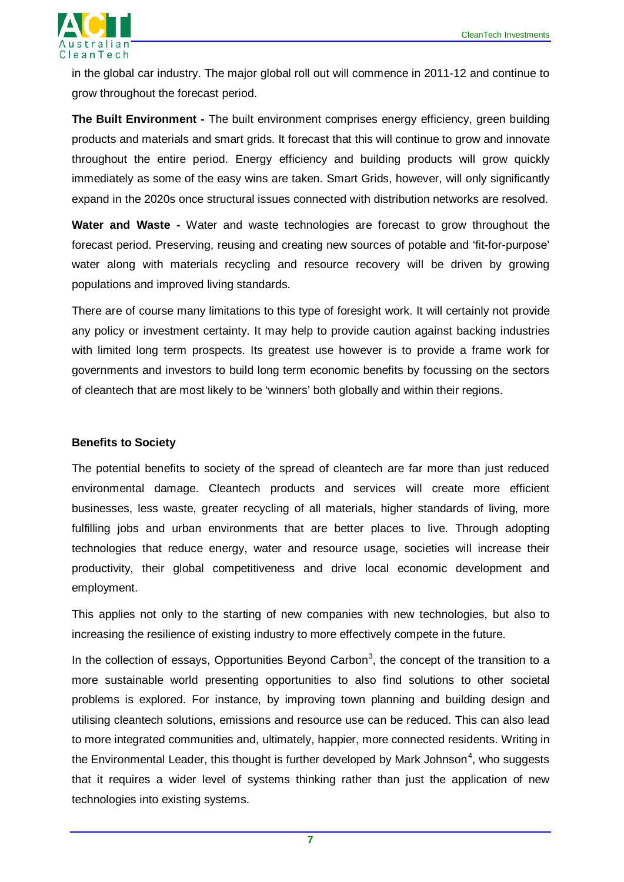in the global car industry. The major global roll out will commence in 2011-12 and continue to grow throughout the forecast period.

**The Built Environment -** The built environment comprises energy efficiency, green building products and materials and smart grids. It forecast that this will continue to grow and innovate throughout the entire period. Energy efficiency and building products will grow quickly immediately as some of the easy wins are taken. Smart Grids, however, will only significantly expand in the 2020s once structural issues connected with distribution networks are resolved.

**Water and Waste -** Water and waste technologies are forecast to grow throughout the forecast period. Preserving, reusing and creating new sources of potable and 'fit-for-purpose' water along with materials recycling and resource recovery will be driven by growing populations and improved living standards.

There are of course many limitations to this type of foresight work. It will certainly not provide any policy or investment certainty. It may help to provide caution against backing industries with limited long term prospects. Its greatest use however is to provide a frame work for governments and investors to build long term economic benefits by focussing on the sectors of cleantech that are most likely to be 'winners' both globally and within their regions.

**Benefits to Society**

The potential benefits to society of the spread of cleantech are far more than just reduced environmental damage. Cleantech products and services will create more efficient businesses, less waste, greater recycling of all materials, higher standards of living, more fulfilling jobs and urban environments that are better places to live. Through adopting technologies that reduce energy, water and resource usage, societies will increase their productivity, their global competitiveness and drive local economic development and employment.

This applies not only to the starting of new companies with new technologies, but also to increasing the resilience of existing industry to more effectively compete in the future.

In the collection of essays, Opportunities Beyond Carbon[3], the concept of the transition to a more sustainable world presenting opportunities to also find solutions to other societal problems is explored. For instance, by improving town planning and building design and utilising cleantech solutions, emissions and resource use can be reduced. This can also lead to more integrated communities and, ultimately, happier, more connected residents. Writing in the Environmental Leader, this thought is further developed by Mark Johnson[4], who suggests that it requires a wider level of systems thinking rather than just the application of new technologies into existing systems.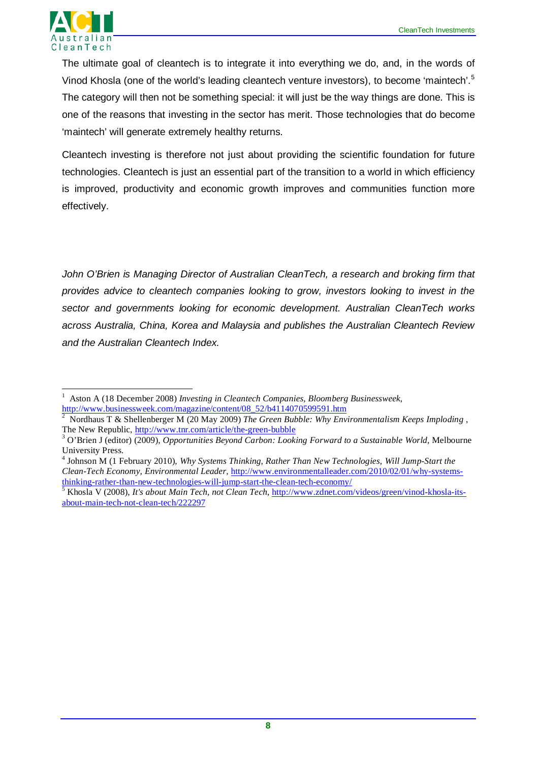The ultimate goal of cleantech is to integrate it into everything we do, and, in the words of Vinod Khosla (one of the world's leading cleantech venture investors), to become 'maintech'.[5] The category will then not be something special: it will just be the way things are done. This is one of the reasons that investing in the sector has merit. Those technologies that do become 'maintech' will generate extremely healthy returns.

Cleantech investing is therefore not just about providing the scientific foundation for future technologies. Cleantech is just an essential part of the transition to a world in which efficiency is improved, productivity and economic growth improves and communities function more effectively.

*John O'Brien is Managing Director of Australian CleanTech, a research and broking firm that provides advice to cleantech companies looking to grow, investors looking to invest in the sector and governments looking for economic development. Australian CleanTech works across Australia, China, Korea and Malaysia and publishes the Australian Cleantech Review and the Australian Cleantech Index.*

---

[1] Aston A (18 December 2008) *Investing in Cleantech Companies, Bloomberg Businessweek*, http://www.businessweek.com/magazine/content/08_52/b4114070599591.htm

[2] Nordhaus T & Shellenberger M (20 May 2009) *The Green Bubble: Why Environmentalism Keeps Imploding* , The New Republic, http://www.tnr.com/article/the-green-bubble

[3] O'Brien J (editor) (2009), *Opportunities Beyond Carbon: Looking Forward to a Sustainable World*, Melbourne University Press.

[4] Johnson M (1 February 2010), *Why Systems Thinking, Rather Than New Technologies, Will Jump-Start the Clean-Tech Economy, Environmental Leader*, http://www.environmentalleader.com/2010/02/01/why-systems-thinking-rather-than-new-technologies-will-jump-start-the-clean-tech-economy/

[5] Khosla V (2008), *It's about Main Tech, not Clean Tech*, http://www.zdnet.com/videos/green/vinod-khosla-its-about-main-tech-not-clean-tech/222297